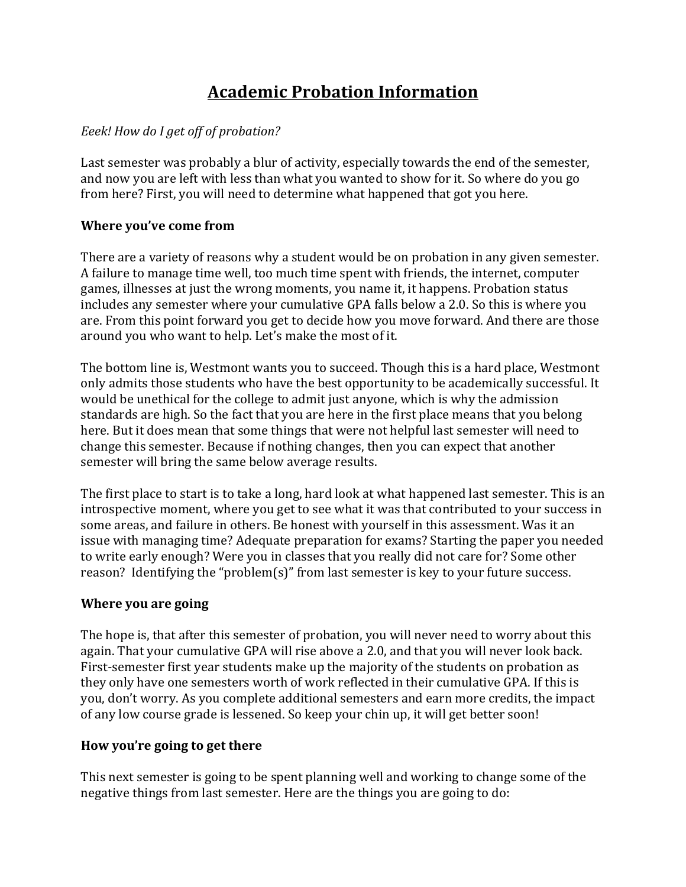# Academic Probation Information

*Eeek! How do I get off of probation?*

Last semester was probably a blur of activity, especially towards the end of the semester, and now you are left with less than what you wanted to show for it. So where do you go from here? First, you will need to determine what happened that got you here.

**Where you've come from**

There are a variety of reasons why a student would be on probation in any given semester. A failure to manage time well, too much time spent with friends, the internet, computer games, illnesses at just the wrong moments, you name it, it happens. Probation status includes any semester where your cumulative GPA falls below a 2.0. So this is where you are. From this point forward you get to decide how you move forward. And there are those around you who want to help. Let's make the most of it.

The bottom line is, Westmont wants you to succeed. Though this is a hard place, Westmont only admits those students who have the best opportunity to be academically successful. It would be unethical for the college to admit just anyone, which is why the admission standards are high. So the fact that you are here in the first place means that you belong here. But it does mean that some things that were not helpful last semester will need to change this semester. Because if nothing changes, then you can expect that another semester will bring the same below average results.

The first place to start is to take a long, hard look at what happened last semester. This is an introspective moment, where you get to see what it was that contributed to your success in some areas, and failure in others. Be honest with yourself in this assessment. Was it an issue with managing time? Adequate preparation for exams? Starting the paper you needed to write early enough? Were you in classes that you really did not care for? Some other reason? Identifying the "problem(s)" from last semester is key to your future success.

**Where you are going**

The hope is, that after this semester of probation, you will never need to worry about this again. That your cumulative GPA will rise above a 2.0, and that you will never look back. First-semester first year students make up the majority of the students on probation as they only have one semesters worth of work reflected in their cumulative GPA. If this is you, don't worry. As you complete additional semesters and earn more credits, the impact of any low course grade is lessened. So keep your chin up, it will get better soon!

**How you're going to get there**

This next semester is going to be spent planning well and working to change some of the negative things from last semester. Here are the things you are going to do: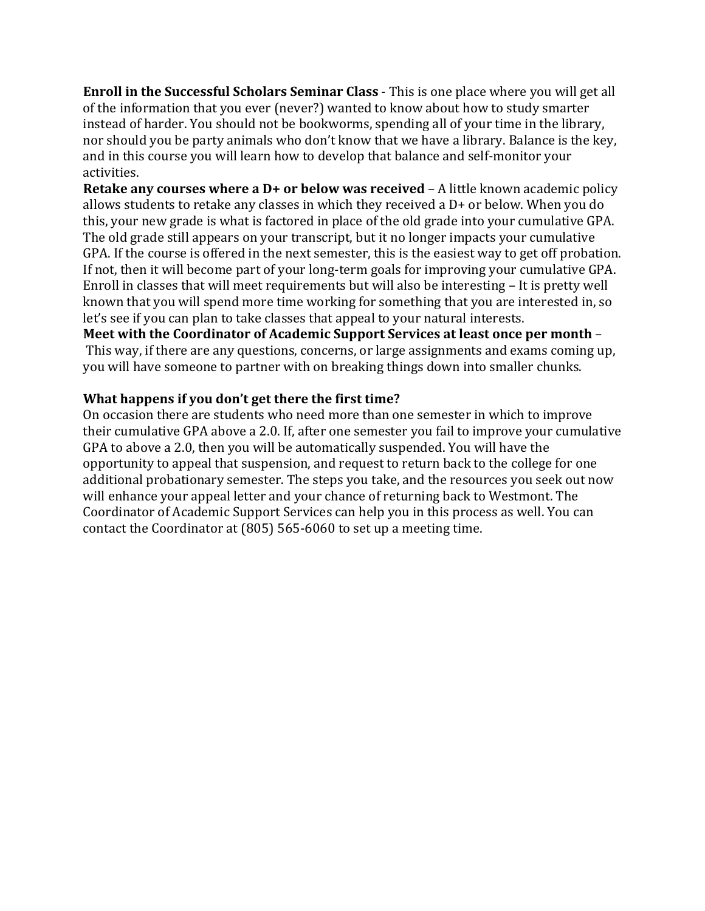**Enroll in the Successful Scholars Seminar Class** - This is one place where you will get all of the information that you ever (never?) wanted to know about how to study smarter instead of harder. You should not be bookworms, spending all of your time in the library, nor should you be party animals who don't know that we have a library. Balance is the key, and in this course you will learn how to develop that balance and self-monitor your activities.

**Retake any courses where a D+ or below was received** – A little known academic policy allows students to retake any classes in which they received a D+ or below. When you do this, your new grade is what is factored in place of the old grade into your cumulative GPA. The old grade still appears on your transcript, but it no longer impacts your cumulative GPA. If the course is offered in the next semester, this is the easiest way to get off probation. If not, then it will become part of your long-term goals for improving your cumulative GPA.

Enroll in classes that will meet requirements but will also be interesting – It is pretty well known that you will spend more time working for something that you are interested in, so let's see if you can plan to take classes that appeal to your natural interests.

**Meet with the Coordinator of Academic Support Services at least once per month** – This way, if there are any questions, concerns, or large assignments and exams coming up, you will have someone to partner with on breaking things down into smaller chunks.

**What happens if you don't get there the first time?**

On occasion there are students who need more than one semester in which to improve their cumulative GPA above a 2.0. If, after one semester you fail to improve your cumulative GPA to above a 2.0, then you will be automatically suspended. You will have the opportunity to appeal that suspension, and request to return back to the college for one additional probationary semester. The steps you take, and the resources you seek out now will enhance your appeal letter and your chance of returning back to Westmont. The Coordinator of Academic Support Services can help you in this process as well. You can contact the Coordinator at (805) 565-6060 to set up a meeting time.